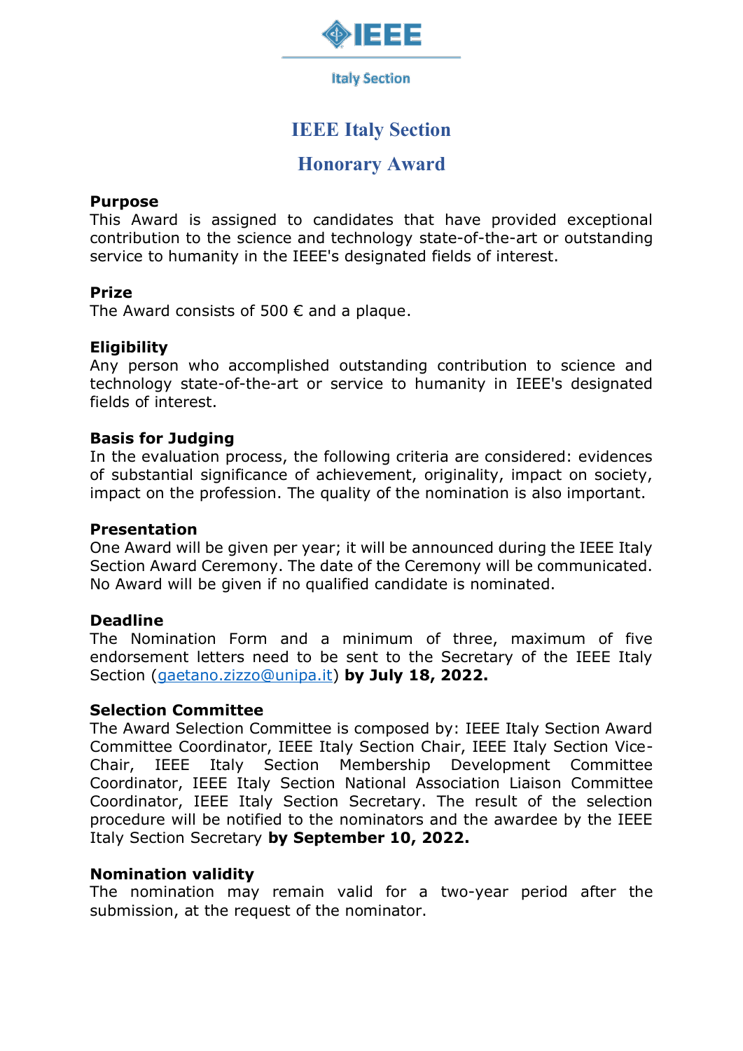IEEE

Italy Section

# IEEE Italy Section

# Honorary Award

**Purpose**
This Award is assigned to candidates that have provided exceptional contribution to the science and technology state-of-the-art or outstanding service to humanity in the IEEE's designated fields of interest.

**Prize**
The Award consists of 500 € and a plaque.

**Eligibility**
Any person who accomplished outstanding contribution to science and technology state-of-the-art or service to humanity in IEEE's designated fields of interest.

**Basis for Judging**
In the evaluation process, the following criteria are considered: evidences of substantial significance of achievement, originality, impact on society, impact on the profession. The quality of the nomination is also important.

**Presentation**
One Award will be given per year; it will be announced during the IEEE Italy Section Award Ceremony. The date of the Ceremony will be communicated. No Award will be given if no qualified candidate is nominated.

**Deadline**
The Nomination Form and a minimum of three, maximum of five endorsement letters need to be sent to the Secretary of the IEEE Italy Section (gaetano.zizzo@unipa.it) **by July 18, 2022.**

**Selection Committee**
The Award Selection Committee is composed by: IEEE Italy Section Award Committee Coordinator, IEEE Italy Section Chair, IEEE Italy Section Vice-Chair, IEEE Italy Section Membership Development Committee Coordinator, IEEE Italy Section National Association Liaison Committee Coordinator, IEEE Italy Section Secretary. The result of the selection procedure will be notified to the nominators and the awardee by the IEEE Italy Section Secretary **by September 10, 2022.**

**Nomination validity**
The nomination may remain valid for a two-year period after the submission, at the request of the nominator.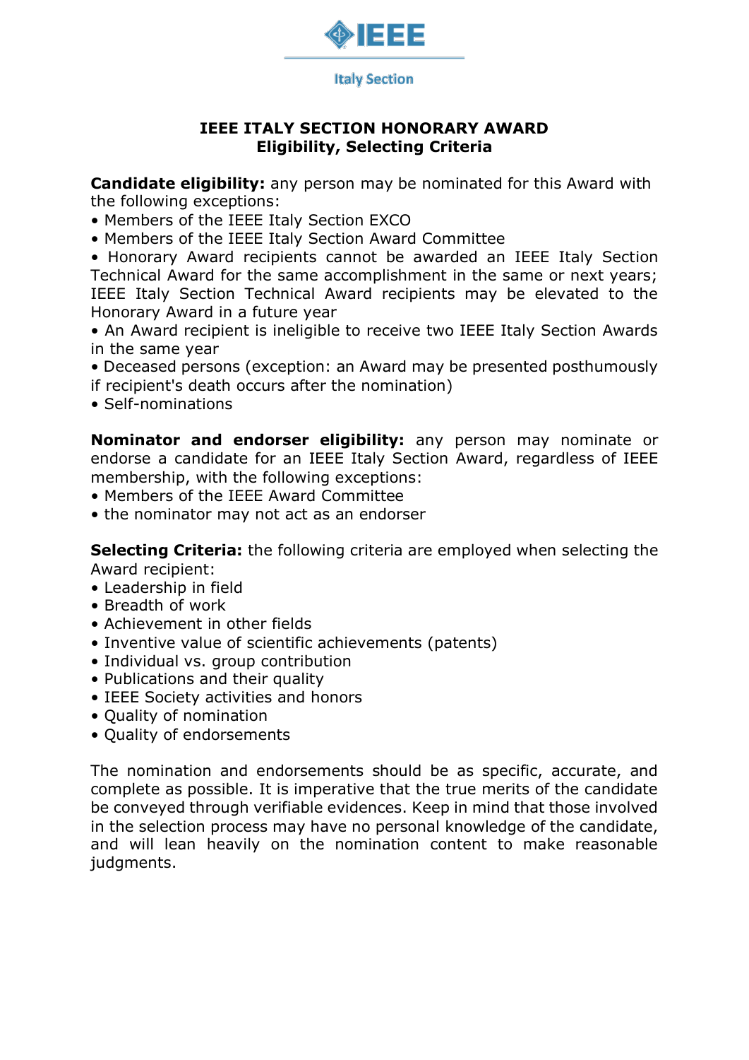IEEE

Italy Section

# IEEE ITALY SECTION HONORARY AWARD
## Eligibility, Selecting Criteria

**Candidate eligibility:** any person may be nominated for this Award with the following exceptions:

- Members of the IEEE Italy Section EXCO
- Members of the IEEE Italy Section Award Committee
- Honorary Award recipients cannot be awarded an IEEE Italy Section Technical Award for the same accomplishment in the same or next years; IEEE Italy Section Technical Award recipients may be elevated to the Honorary Award in a future year
- An Award recipient is ineligible to receive two IEEE Italy Section Awards in the same year
- Deceased persons (exception: an Award may be presented posthumously if recipient's death occurs after the nomination)
- Self-nominations

**Nominator and endorser eligibility:** any person may nominate or endorse a candidate for an IEEE Italy Section Award, regardless of IEEE membership, with the following exceptions:

- Members of the IEEE Award Committee
- the nominator may not act as an endorser

**Selecting Criteria:** the following criteria are employed when selecting the Award recipient:

- Leadership in field
- Breadth of work
- Achievement in other fields
- Inventive value of scientific achievements (patents)
- Individual vs. group contribution
- Publications and their quality
- IEEE Society activities and honors
- Quality of nomination
- Quality of endorsements

The nomination and endorsements should be as specific, accurate, and complete as possible. It is imperative that the true merits of the candidate be conveyed through verifiable evidences. Keep in mind that those involved in the selection process may have no personal knowledge of the candidate, and will lean heavily on the nomination content to make reasonable judgments.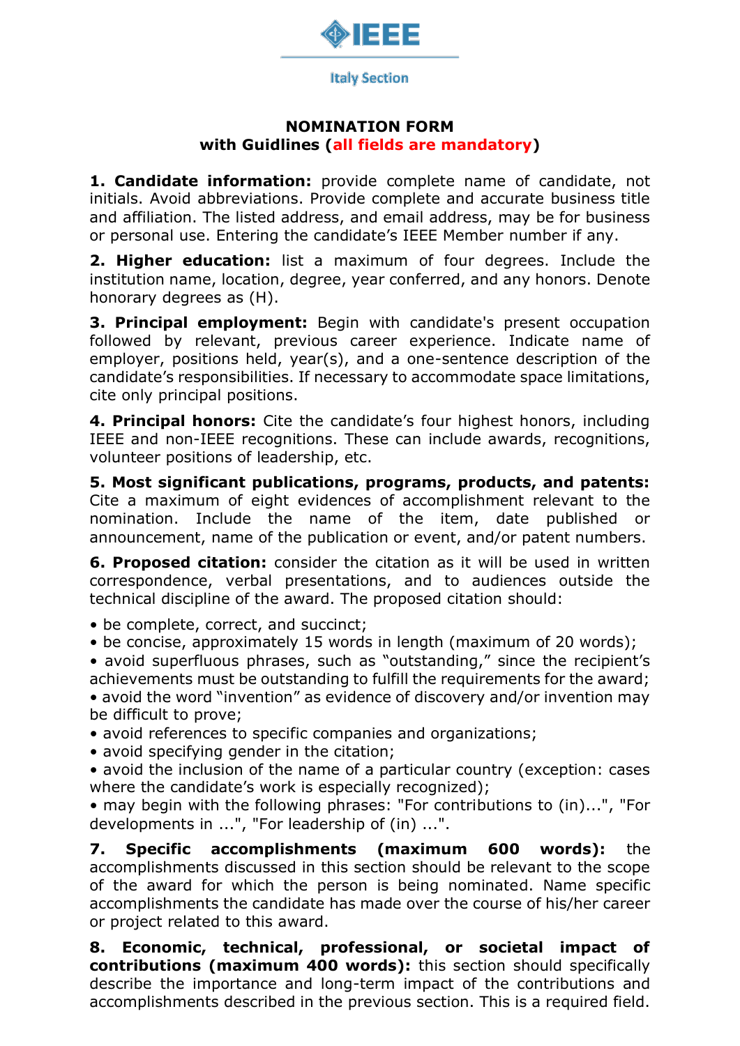IEEE

Italy Section

**NOMINATION FORM**
**with Guidlines (all fields are mandatory)**

**1. Candidate information:** provide complete name of candidate, not initials. Avoid abbreviations. Provide complete and accurate business title and affiliation. The listed address, and email address, may be for business or personal use. Entering the candidate's IEEE Member number if any.

**2. Higher education:** list a maximum of four degrees. Include the institution name, location, degree, year conferred, and any honors. Denote honorary degrees as (H).

**3. Principal employment:** Begin with candidate's present occupation followed by relevant, previous career experience. Indicate name of employer, positions held, year(s), and a one-sentence description of the candidate's responsibilities. If necessary to accommodate space limitations, cite only principal positions.

**4. Principal honors:** Cite the candidate's four highest honors, including IEEE and non-IEEE recognitions. These can include awards, recognitions, volunteer positions of leadership, etc.

**5. Most significant publications, programs, products, and patents:** Cite a maximum of eight evidences of accomplishment relevant to the nomination. Include the name of the item, date published or announcement, name of the publication or event, and/or patent numbers.

**6. Proposed citation:** consider the citation as it will be used in written correspondence, verbal presentations, and to audiences outside the technical discipline of the award. The proposed citation should:

- be complete, correct, and succinct;
- be concise, approximately 15 words in length (maximum of 20 words);
- avoid superfluous phrases, such as "outstanding," since the recipient's achievements must be outstanding to fulfill the requirements for the award;
- avoid the word "invention" as evidence of discovery and/or invention may be difficult to prove;
- avoid references to specific companies and organizations;
- avoid specifying gender in the citation;
- avoid the inclusion of the name of a particular country (exception: cases where the candidate's work is especially recognized);
- may begin with the following phrases: "For contributions to (in)...", "For developments in ...", "For leadership of (in) ...".

**7. Specific accomplishments (maximum 600 words):** the accomplishments discussed in this section should be relevant to the scope of the award for which the person is being nominated. Name specific accomplishments the candidate has made over the course of his/her career or project related to this award.

**8. Economic, technical, professional, or societal impact of contributions (maximum 400 words):** this section should specifically describe the importance and long-term impact of the contributions and accomplishments described in the previous section. This is a required field.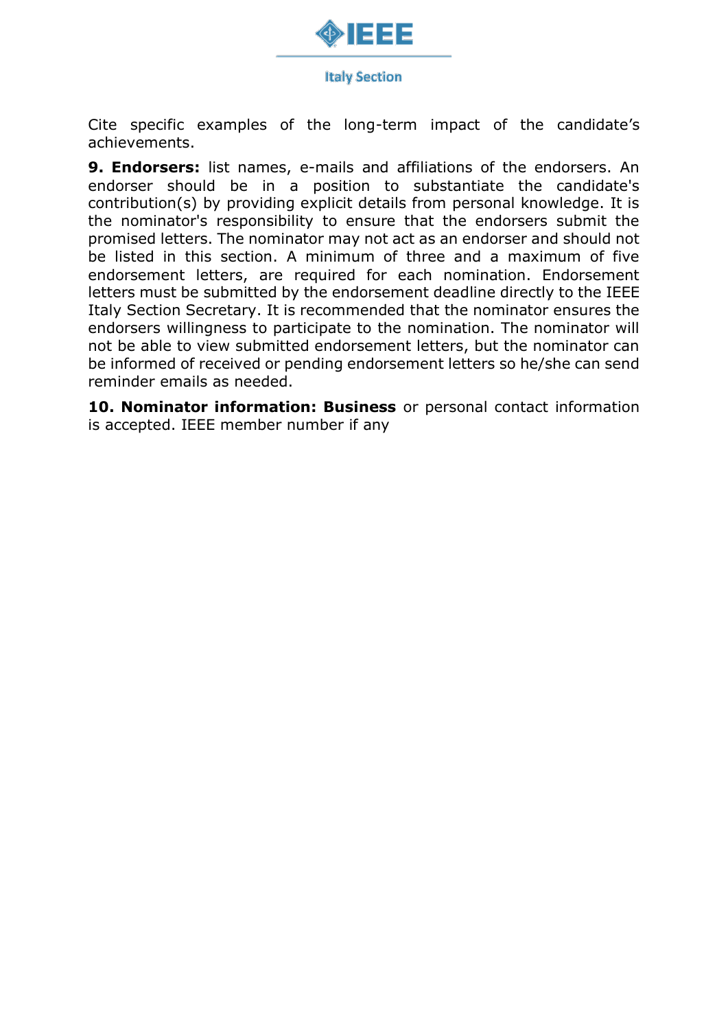Cite specific examples of the long-term impact of the candidate's achievements.

**9. Endorsers:** list names, e-mails and affiliations of the endorsers. An endorser should be in a position to substantiate the candidate's contribution(s) by providing explicit details from personal knowledge. It is the nominator's responsibility to ensure that the endorsers submit the promised letters. The nominator may not act as an endorser and should not be listed in this section. A minimum of three and a maximum of five endorsement letters, are required for each nomination. Endorsement letters must be submitted by the endorsement deadline directly to the IEEE Italy Section Secretary. It is recommended that the nominator ensures the endorsers willingness to participate to the nomination. The nominator will not be able to view submitted endorsement letters, but the nominator can be informed of received or pending endorsement letters so he/she can send reminder emails as needed.

**10. Nominator information: Business** or personal contact information is accepted. IEEE member number if any